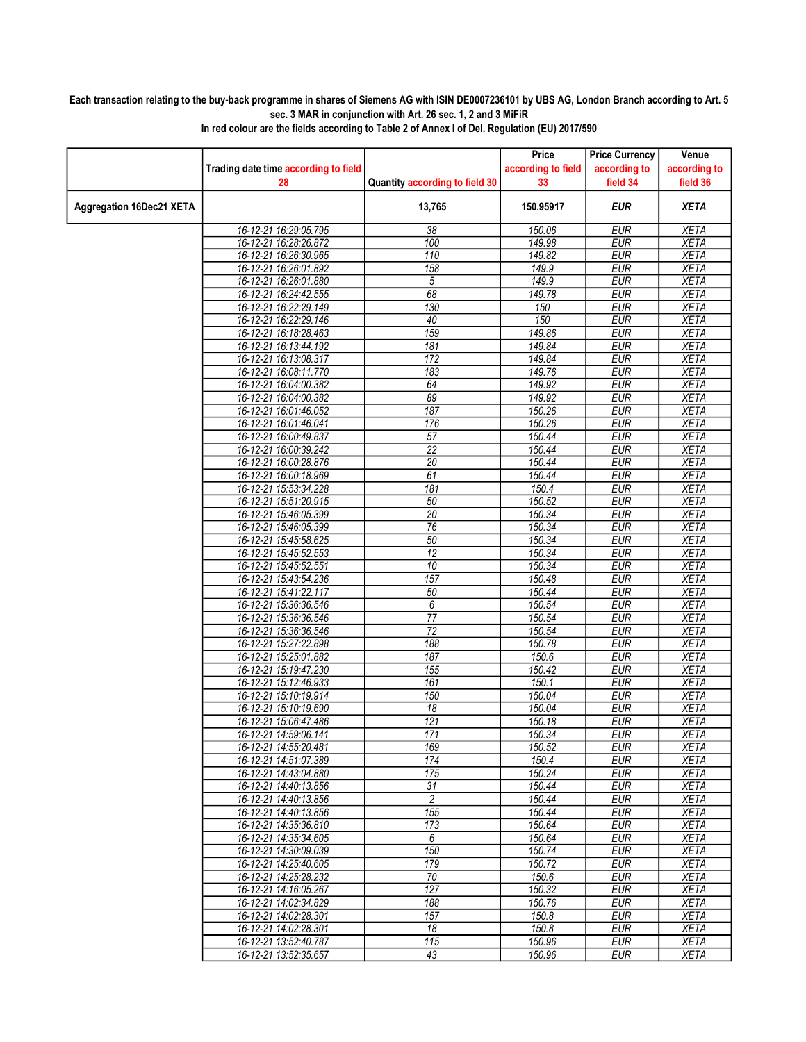**Each transaction relating to the buy-back programme in shares of Siemens AG with ISIN DE0007236101 by UBS AG, London Branch according to Art. 5 sec. 3 MAR in conjunction with Art. 26 sec. 1, 2 and 3 MiFiR**

**In red colour are the fields according to Table 2 of Annex I of Del. Regulation (EU) 2017/590**

| | Trading date time according to field 28 | Quantity according to field 30 | Price according to field 33 | Price Currency according to field 34 | Venue according to field 36 |
|---|---|---|---|---|---|
| **Aggregation 16Dec21 XETA** | | **13,765** | **150.95917** | ***EUR*** | ***XETA*** |
| | 16-12-21 16:29:05.795 | 38 | 150.06 | EUR | XETA |
| | 16-12-21 16:28:26.872 | 100 | 149.98 | EUR | XETA |
| | 16-12-21 16:26:30.965 | 110 | 149.82 | EUR | XETA |
| | 16-12-21 16:26:01.892 | 158 | 149.9 | EUR | XETA |
| | 16-12-21 16:26:01.880 | 5 | 149.9 | EUR | XETA |
| | 16-12-21 16:24:42.555 | 68 | 149.78 | EUR | XETA |
| | 16-12-21 16:22:29.149 | 130 | 150 | EUR | XETA |
| | 16-12-21 16:22:29.146 | 40 | 150 | EUR | XETA |
| | 16-12-21 16:18:28.463 | 159 | 149.86 | EUR | XETA |
| | 16-12-21 16:13:44.192 | 181 | 149.84 | EUR | XETA |
| | 16-12-21 16:13:08.317 | 172 | 149.84 | EUR | XETA |
| | 16-12-21 16:08:11.770 | 183 | 149.76 | EUR | XETA |
| | 16-12-21 16:04:00.382 | 64 | 149.92 | EUR | XETA |
| | 16-12-21 16:04:00.382 | 89 | 149.92 | EUR | XETA |
| | 16-12-21 16:01:46.052 | 187 | 150.26 | EUR | XETA |
| | 16-12-21 16:01:46.041 | 176 | 150.26 | EUR | XETA |
| | 16-12-21 16:00:49.837 | 57 | 150.44 | EUR | XETA |
| | 16-12-21 16:00:39.242 | 22 | 150.44 | EUR | XETA |
| | 16-12-21 16:00:28.876 | 20 | 150.44 | EUR | XETA |
| | 16-12-21 16:00:18.969 | 61 | 150.44 | EUR | XETA |
| | 16-12-21 15:53:34.228 | 181 | 150.4 | EUR | XETA |
| | 16-12-21 15:51:20.915 | 50 | 150.52 | EUR | XETA |
| | 16-12-21 15:46:05.399 | 20 | 150.34 | EUR | XETA |
| | 16-12-21 15:46:05.399 | 76 | 150.34 | EUR | XETA |
| | 16-12-21 15:45:58.625 | 50 | 150.34 | EUR | XETA |
| | 16-12-21 15:45:52.553 | 12 | 150.34 | EUR | XETA |
| | 16-12-21 15:45:52.551 | 10 | 150.34 | EUR | XETA |
| | 16-12-21 15:43:54.236 | 157 | 150.48 | EUR | XETA |
| | 16-12-21 15:41:22.117 | 50 | 150.44 | EUR | XETA |
| | 16-12-21 15:36:36.546 | 6 | 150.54 | EUR | XETA |
| | 16-12-21 15:36:36.546 | 77 | 150.54 | EUR | XETA |
| | 16-12-21 15:36:36.546 | 72 | 150.54 | EUR | XETA |
| | 16-12-21 15:27:22.898 | 188 | 150.78 | EUR | XETA |
| | 16-12-21 15:25:01.882 | 187 | 150.6 | EUR | XETA |
| | 16-12-21 15:19:47.230 | 155 | 150.42 | EUR | XETA |
| | 16-12-21 15:12:46.933 | 161 | 150.1 | EUR | XETA |
| | 16-12-21 15:10:19.914 | 150 | 150.04 | EUR | XETA |
| | 16-12-21 15:10:19.690 | 18 | 150.04 | EUR | XETA |
| | 16-12-21 15:06:47.486 | 121 | 150.18 | EUR | XETA |
| | 16-12-21 14:59:06.141 | 171 | 150.34 | EUR | XETA |
| | 16-12-21 14:55:20.481 | 169 | 150.52 | EUR | XETA |
| | 16-12-21 14:51:07.389 | 174 | 150.4 | EUR | XETA |
| | 16-12-21 14:43:04.880 | 175 | 150.24 | EUR | XETA |
| | 16-12-21 14:40:13.856 | 31 | 150.44 | EUR | XETA |
| | 16-12-21 14:40:13.856 | 2 | 150.44 | EUR | XETA |
| | 16-12-21 14:40:13.856 | 155 | 150.44 | EUR | XETA |
| | 16-12-21 14:35:36.810 | 173 | 150.64 | EUR | XETA |
| | 16-12-21 14:35:34.605 | 6 | 150.64 | EUR | XETA |
| | 16-12-21 14:30:09.039 | 150 | 150.74 | EUR | XETA |
| | 16-12-21 14:25:40.605 | 179 | 150.72 | EUR | XETA |
| | 16-12-21 14:25:28.232 | 70 | 150.6 | EUR | XETA |
| | 16-12-21 14:16:05.267 | 127 | 150.32 | EUR | XETA |
| | 16-12-21 14:02:34.829 | 188 | 150.76 | EUR | XETA |
| | 16-12-21 14:02:28.301 | 157 | 150.8 | EUR | XETA |
| | 16-12-21 14:02:28.301 | 18 | 150.8 | EUR | XETA |
| | 16-12-21 13:52:40.787 | 115 | 150.96 | EUR | XETA |
| | 16-12-21 13:52:35.657 | 43 | 150.96 | EUR | XETA |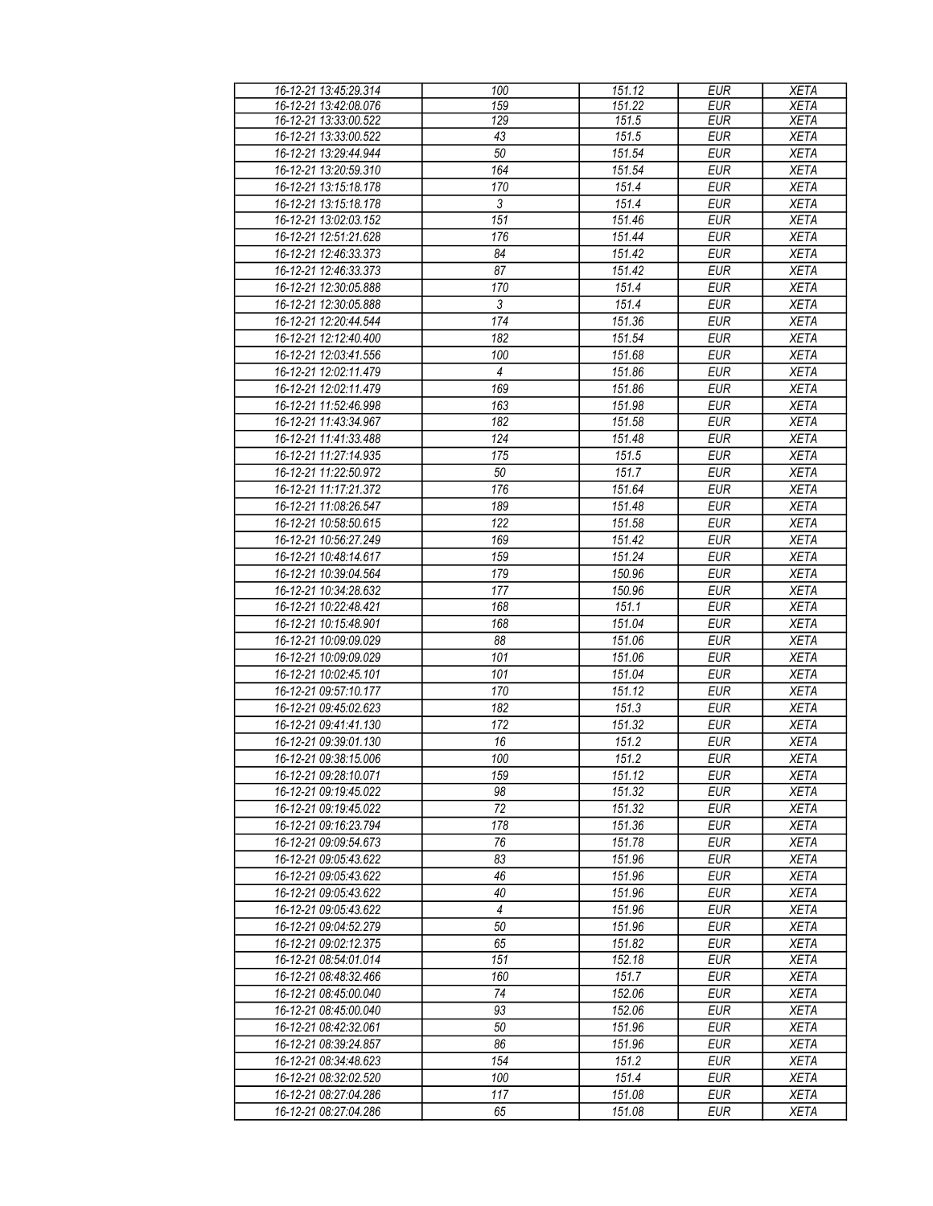| 16-12-21 13:45:29.314 | 100 | 151.12 | EUR | XETA |
|---|---|---|---|---|
| 16-12-21 13:42:08.076 | 159 | 151.22 | EUR | XETA |
| 16-12-21 13:33:00.522 | 129 | 151.5 | EUR | XETA |
| 16-12-21 13:33:00.522 | 43 | 151.5 | EUR | XETA |
| 16-12-21 13:29:44.944 | 50 | 151.54 | EUR | XETA |
| 16-12-21 13:20:59.310 | 164 | 151.54 | EUR | XETA |
| 16-12-21 13:15:18.178 | 170 | 151.4 | EUR | XETA |
| 16-12-21 13:15:18.178 | 3 | 151.4 | EUR | XETA |
| 16-12-21 13:02:03.152 | 151 | 151.46 | EUR | XETA |
| 16-12-21 12:51:21.628 | 176 | 151.44 | EUR | XETA |
| 16-12-21 12:46:33.373 | 84 | 151.42 | EUR | XETA |
| 16-12-21 12:46:33.373 | 87 | 151.42 | EUR | XETA |
| 16-12-21 12:30:05.888 | 170 | 151.4 | EUR | XETA |
| 16-12-21 12:30:05.888 | 3 | 151.4 | EUR | XETA |
| 16-12-21 12:20:44.544 | 174 | 151.36 | EUR | XETA |
| 16-12-21 12:12:40.400 | 182 | 151.54 | EUR | XETA |
| 16-12-21 12:03:41.556 | 100 | 151.68 | EUR | XETA |
| 16-12-21 12:02:11.479 | 4 | 151.86 | EUR | XETA |
| 16-12-21 12:02:11.479 | 169 | 151.86 | EUR | XETA |
| 16-12-21 11:52:46.998 | 163 | 151.98 | EUR | XETA |
| 16-12-21 11:43:34.967 | 182 | 151.58 | EUR | XETA |
| 16-12-21 11:41:33.488 | 124 | 151.48 | EUR | XETA |
| 16-12-21 11:27:14.935 | 175 | 151.5 | EUR | XETA |
| 16-12-21 11:22:50.972 | 50 | 151.7 | EUR | XETA |
| 16-12-21 11:17:21.372 | 176 | 151.64 | EUR | XETA |
| 16-12-21 11:08:26.547 | 189 | 151.48 | EUR | XETA |
| 16-12-21 10:58:50.615 | 122 | 151.58 | EUR | XETA |
| 16-12-21 10:56:27.249 | 169 | 151.42 | EUR | XETA |
| 16-12-21 10:48:14.617 | 159 | 151.24 | EUR | XETA |
| 16-12-21 10:39:04.564 | 179 | 150.96 | EUR | XETA |
| 16-12-21 10:34:28.632 | 177 | 150.96 | EUR | XETA |
| 16-12-21 10:22:48.421 | 168 | 151.1 | EUR | XETA |
| 16-12-21 10:15:48.901 | 168 | 151.04 | EUR | XETA |
| 16-12-21 10:09:09.029 | 88 | 151.06 | EUR | XETA |
| 16-12-21 10:09:09.029 | 101 | 151.06 | EUR | XETA |
| 16-12-21 10:02:45.101 | 101 | 151.04 | EUR | XETA |
| 16-12-21 09:57:10.177 | 170 | 151.12 | EUR | XETA |
| 16-12-21 09:45:02.623 | 182 | 151.3 | EUR | XETA |
| 16-12-21 09:41:41.130 | 172 | 151.32 | EUR | XETA |
| 16-12-21 09:39:01.130 | 16 | 151.2 | EUR | XETA |
| 16-12-21 09:38:15.006 | 100 | 151.2 | EUR | XETA |
| 16-12-21 09:28:10.071 | 159 | 151.12 | EUR | XETA |
| 16-12-21 09:19:45.022 | 98 | 151.32 | EUR | XETA |
| 16-12-21 09:19:45.022 | 72 | 151.32 | EUR | XETA |
| 16-12-21 09:16:23.794 | 178 | 151.36 | EUR | XETA |
| 16-12-21 09:09:54.673 | 76 | 151.78 | EUR | XETA |
| 16-12-21 09:05:43.622 | 83 | 151.96 | EUR | XETA |
| 16-12-21 09:05:43.622 | 46 | 151.96 | EUR | XETA |
| 16-12-21 09:05:43.622 | 40 | 151.96 | EUR | XETA |
| 16-12-21 09:05:43.622 | 4 | 151.96 | EUR | XETA |
| 16-12-21 09:04:52.279 | 50 | 151.96 | EUR | XETA |
| 16-12-21 09:02:12.375 | 65 | 151.82 | EUR | XETA |
| 16-12-21 08:54:01.014 | 151 | 152.18 | EUR | XETA |
| 16-12-21 08:48:32.466 | 160 | 151.7 | EUR | XETA |
| 16-12-21 08:45:00.040 | 74 | 152.06 | EUR | XETA |
| 16-12-21 08:45:00.040 | 93 | 152.06 | EUR | XETA |
| 16-12-21 08:42:32.061 | 50 | 151.96 | EUR | XETA |
| 16-12-21 08:39:24.857 | 86 | 151.96 | EUR | XETA |
| 16-12-21 08:34:48.623 | 154 | 151.2 | EUR | XETA |
| 16-12-21 08:32:02.520 | 100 | 151.4 | EUR | XETA |
| 16-12-21 08:27:04.286 | 117 | 151.08 | EUR | XETA |
| 16-12-21 08:27:04.286 | 65 | 151.08 | EUR | XETA |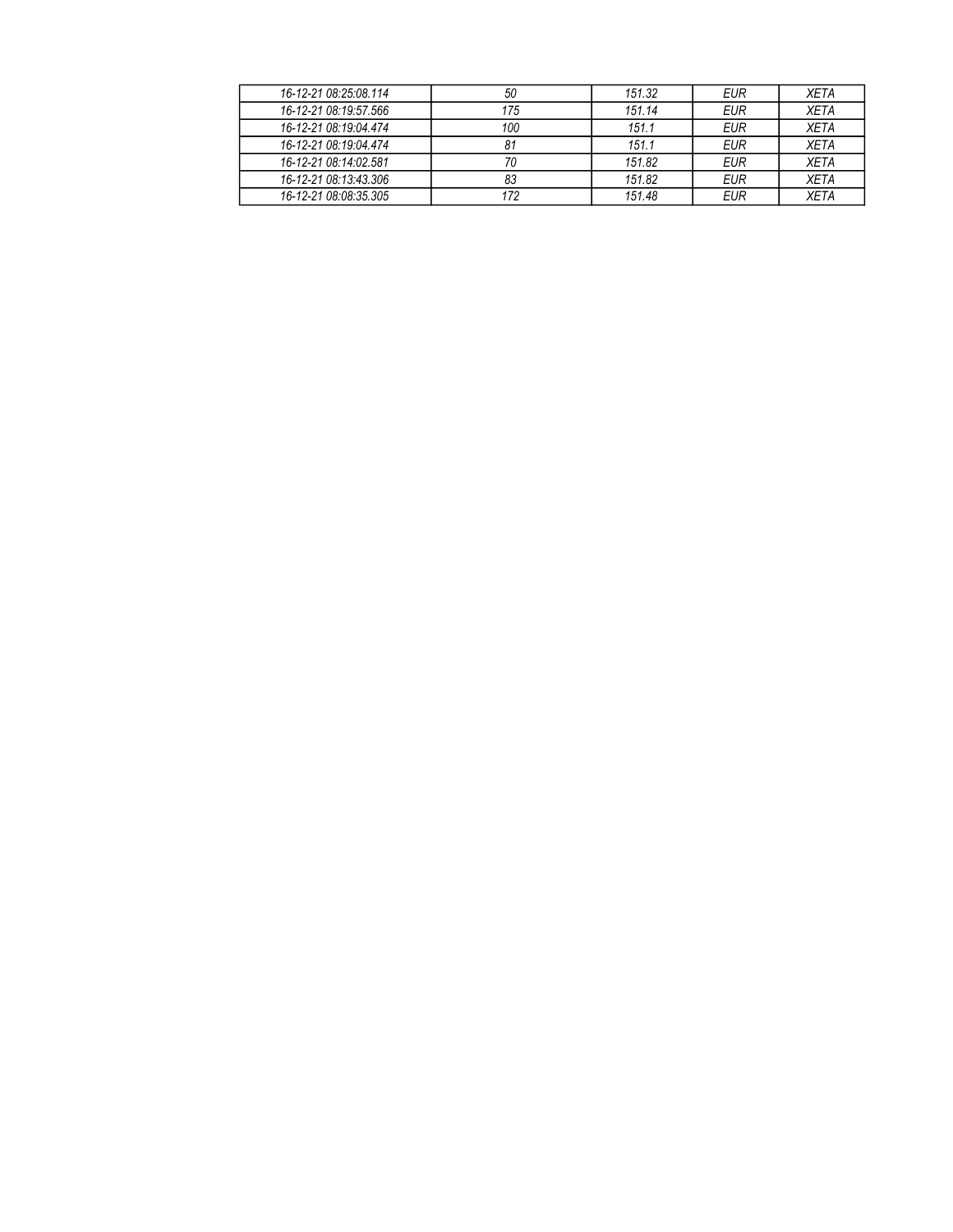| | | | | |
|---|---|---|---|---|
| *16-12-21 08:25:08.114* | *50* | *151.32* | *EUR* | *XETA* |
| *16-12-21 08:19:57.566* | *175* | *151.14* | *EUR* | *XETA* |
| *16-12-21 08:19:04.474* | *100* | *151.1* | *EUR* | *XETA* |
| *16-12-21 08:19:04.474* | *81* | *151.1* | *EUR* | *XETA* |
| *16-12-21 08:14:02.581* | *70* | *151.82* | *EUR* | *XETA* |
| *16-12-21 08:13:43.306* | *83* | *151.82* | *EUR* | *XETA* |
| *16-12-21 08:08:35.305* | *172* | *151.48* | *EUR* | *XETA* |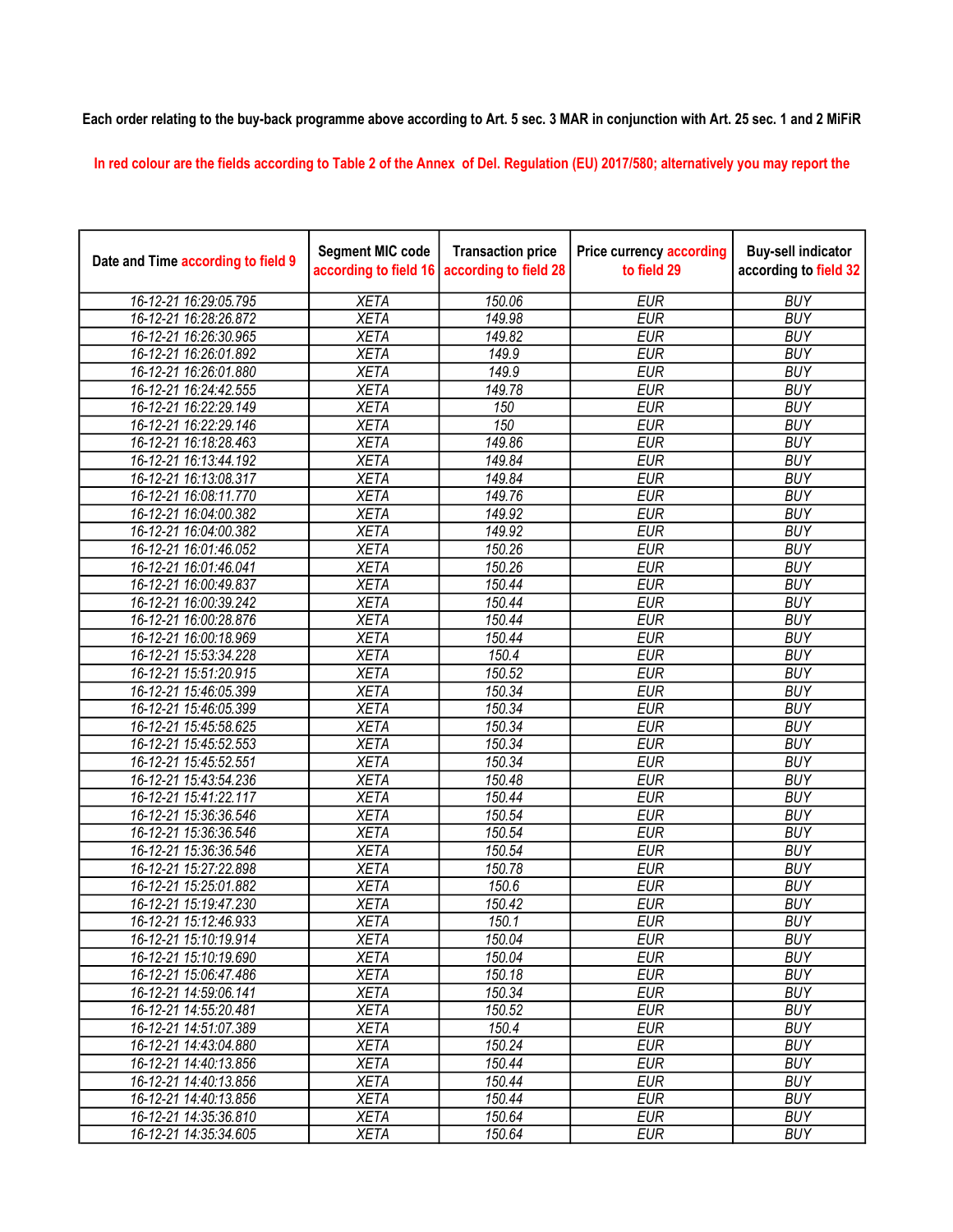**Each order relating to the buy-back programme above according to Art. 5 sec. 3 MAR in conjunction with Art. 25 sec. 1 and 2 MiFiR**

In red colour are the fields according to Table 2 of the Annex of Del. Regulation (EU) 2017/580; alternatively you may report the

| Date and Time according to field 9 | Segment MIC code according to field 16 | Transaction price according to field 28 | Price currency according to field 29 | Buy-sell indicator according to field 32 |
|---|---|---|---|---|
| 16-12-21 16:29:05.795 | XETA | 150.06 | EUR | BUY |
| 16-12-21 16:28:26.872 | XETA | 149.98 | EUR | BUY |
| 16-12-21 16:26:30.965 | XETA | 149.82 | EUR | BUY |
| 16-12-21 16:26:01.892 | XETA | 149.9 | EUR | BUY |
| 16-12-21 16:26:01.880 | XETA | 149.9 | EUR | BUY |
| 16-12-21 16:24:42.555 | XETA | 149.78 | EUR | BUY |
| 16-12-21 16:22:29.149 | XETA | 150 | EUR | BUY |
| 16-12-21 16:22:29.146 | XETA | 150 | EUR | BUY |
| 16-12-21 16:18:28.463 | XETA | 149.86 | EUR | BUY |
| 16-12-21 16:13:44.192 | XETA | 149.84 | EUR | BUY |
| 16-12-21 16:13:08.317 | XETA | 149.84 | EUR | BUY |
| 16-12-21 16:08:11.770 | XETA | 149.76 | EUR | BUY |
| 16-12-21 16:04:00.382 | XETA | 149.92 | EUR | BUY |
| 16-12-21 16:04:00.382 | XETA | 149.92 | EUR | BUY |
| 16-12-21 16:01:46.052 | XETA | 150.26 | EUR | BUY |
| 16-12-21 16:01:46.041 | XETA | 150.26 | EUR | BUY |
| 16-12-21 16:00:49.837 | XETA | 150.44 | EUR | BUY |
| 16-12-21 16:00:39.242 | XETA | 150.44 | EUR | BUY |
| 16-12-21 16:00:28.876 | XETA | 150.44 | EUR | BUY |
| 16-12-21 16:00:18.969 | XETA | 150.44 | EUR | BUY |
| 16-12-21 15:53:34.228 | XETA | 150.4 | EUR | BUY |
| 16-12-21 15:51:20.915 | XETA | 150.52 | EUR | BUY |
| 16-12-21 15:46:05.399 | XETA | 150.34 | EUR | BUY |
| 16-12-21 15:46:05.399 | XETA | 150.34 | EUR | BUY |
| 16-12-21 15:45:58.625 | XETA | 150.34 | EUR | BUY |
| 16-12-21 15:45:52.553 | XETA | 150.34 | EUR | BUY |
| 16-12-21 15:45:52.551 | XETA | 150.34 | EUR | BUY |
| 16-12-21 15:43:54.236 | XETA | 150.48 | EUR | BUY |
| 16-12-21 15:41:22.117 | XETA | 150.44 | EUR | BUY |
| 16-12-21 15:36:36.546 | XETA | 150.54 | EUR | BUY |
| 16-12-21 15:36:36.546 | XETA | 150.54 | EUR | BUY |
| 16-12-21 15:36:36.546 | XETA | 150.54 | EUR | BUY |
| 16-12-21 15:27:22.898 | XETA | 150.78 | EUR | BUY |
| 16-12-21 15:25:01.882 | XETA | 150.6 | EUR | BUY |
| 16-12-21 15:19:47.230 | XETA | 150.42 | EUR | BUY |
| 16-12-21 15:12:46.933 | XETA | 150.1 | EUR | BUY |
| 16-12-21 15:10:19.914 | XETA | 150.04 | EUR | BUY |
| 16-12-21 15:10:19.690 | XETA | 150.04 | EUR | BUY |
| 16-12-21 15:06:47.486 | XETA | 150.18 | EUR | BUY |
| 16-12-21 14:59:06.141 | XETA | 150.34 | EUR | BUY |
| 16-12-21 14:55:20.481 | XETA | 150.52 | EUR | BUY |
| 16-12-21 14:51:07.389 | XETA | 150.4 | EUR | BUY |
| 16-12-21 14:43:04.880 | XETA | 150.24 | EUR | BUY |
| 16-12-21 14:40:13.856 | XETA | 150.44 | EUR | BUY |
| 16-12-21 14:40:13.856 | XETA | 150.44 | EUR | BUY |
| 16-12-21 14:40:13.856 | XETA | 150.44 | EUR | BUY |
| 16-12-21 14:35:36.810 | XETA | 150.64 | EUR | BUY |
| 16-12-21 14:35:34.605 | XETA | 150.64 | EUR | BUY |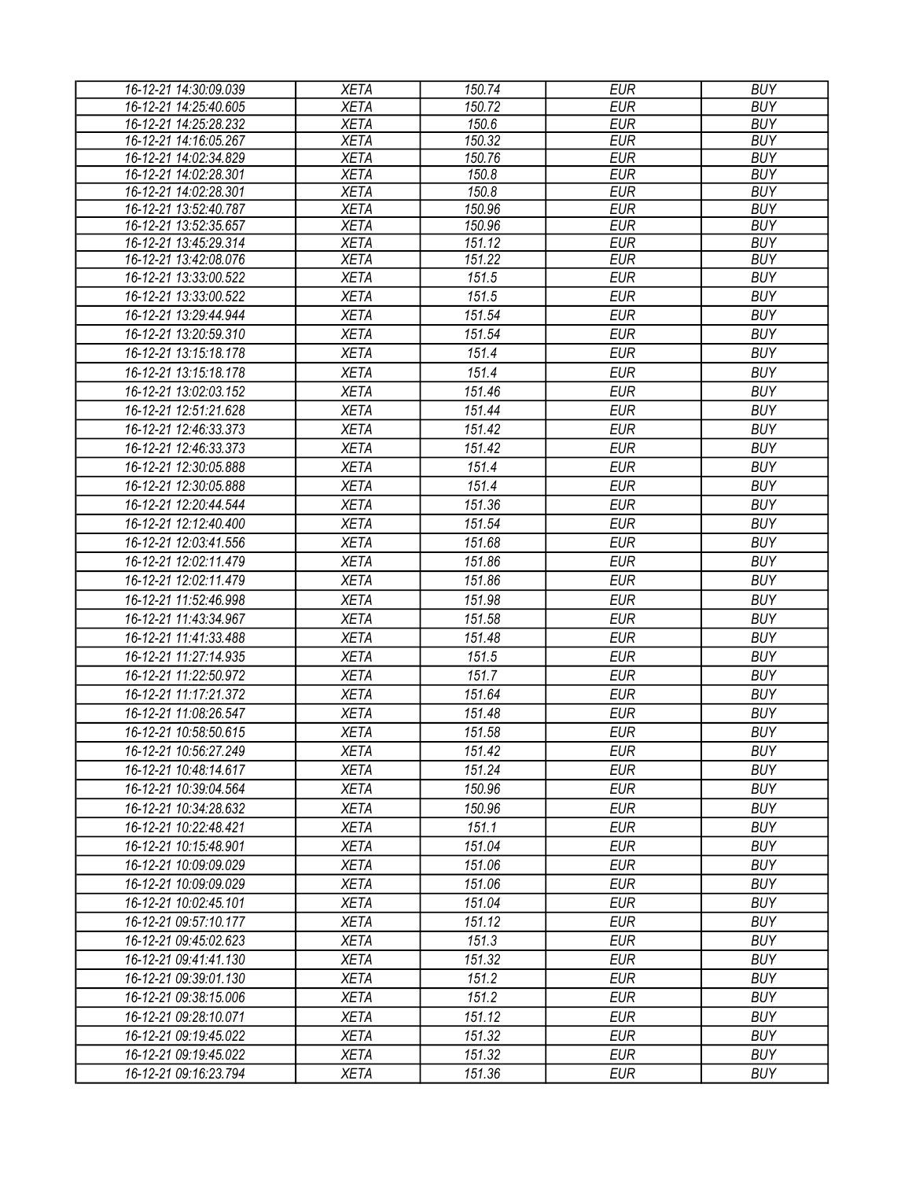| 16-12-21 14:30:09.039 | XETA | 150.74 | EUR | BUY |
|---|---|---|---|---|
| 16-12-21 14:25:40.605 | XETA | 150.72 | EUR | BUY |
| 16-12-21 14:25:28.232 | XETA | 150.6 | EUR | BUY |
| 16-12-21 14:16:05.267 | XETA | 150.32 | EUR | BUY |
| 16-12-21 14:02:34.829 | XETA | 150.76 | EUR | BUY |
| 16-12-21 14:02:28.301 | XETA | 150.8 | EUR | BUY |
| 16-12-21 14:02:28.301 | XETA | 150.8 | EUR | BUY |
| 16-12-21 13:52:40.787 | XETA | 150.96 | EUR | BUY |
| 16-12-21 13:52:35.657 | XETA | 150.96 | EUR | BUY |
| 16-12-21 13:45:29.314 | XETA | 151.12 | EUR | BUY |
| 16-12-21 13:42:08.076 | XETA | 151.22 | EUR | BUY |
| 16-12-21 13:33:00.522 | XETA | 151.5 | EUR | BUY |
| 16-12-21 13:33:00.522 | XETA | 151.5 | EUR | BUY |
| 16-12-21 13:29:44.944 | XETA | 151.54 | EUR | BUY |
| 16-12-21 13:20:59.310 | XETA | 151.54 | EUR | BUY |
| 16-12-21 13:15:18.178 | XETA | 151.4 | EUR | BUY |
| 16-12-21 13:15:18.178 | XETA | 151.4 | EUR | BUY |
| 16-12-21 13:02:03.152 | XETA | 151.46 | EUR | BUY |
| 16-12-21 12:51:21.628 | XETA | 151.44 | EUR | BUY |
| 16-12-21 12:46:33.373 | XETA | 151.42 | EUR | BUY |
| 16-12-21 12:46:33.373 | XETA | 151.42 | EUR | BUY |
| 16-12-21 12:30:05.888 | XETA | 151.4 | EUR | BUY |
| 16-12-21 12:30:05.888 | XETA | 151.4 | EUR | BUY |
| 16-12-21 12:20:44.544 | XETA | 151.36 | EUR | BUY |
| 16-12-21 12:12:40.400 | XETA | 151.54 | EUR | BUY |
| 16-12-21 12:03:41.556 | XETA | 151.68 | EUR | BUY |
| 16-12-21 12:02:11.479 | XETA | 151.86 | EUR | BUY |
| 16-12-21 12:02:11.479 | XETA | 151.86 | EUR | BUY |
| 16-12-21 11:52:46.998 | XETA | 151.98 | EUR | BUY |
| 16-12-21 11:43:34.967 | XETA | 151.58 | EUR | BUY |
| 16-12-21 11:41:33.488 | XETA | 151.48 | EUR | BUY |
| 16-12-21 11:27:14.935 | XETA | 151.5 | EUR | BUY |
| 16-12-21 11:22:50.972 | XETA | 151.7 | EUR | BUY |
| 16-12-21 11:17:21.372 | XETA | 151.64 | EUR | BUY |
| 16-12-21 11:08:26.547 | XETA | 151.48 | EUR | BUY |
| 16-12-21 10:58:50.615 | XETA | 151.58 | EUR | BUY |
| 16-12-21 10:56:27.249 | XETA | 151.42 | EUR | BUY |
| 16-12-21 10:48:14.617 | XETA | 151.24 | EUR | BUY |
| 16-12-21 10:39:04.564 | XETA | 150.96 | EUR | BUY |
| 16-12-21 10:34:28.632 | XETA | 150.96 | EUR | BUY |
| 16-12-21 10:22:48.421 | XETA | 151.1 | EUR | BUY |
| 16-12-21 10:15:48.901 | XETA | 151.04 | EUR | BUY |
| 16-12-21 10:09:09.029 | XETA | 151.06 | EUR | BUY |
| 16-12-21 10:09:09.029 | XETA | 151.06 | EUR | BUY |
| 16-12-21 10:02:45.101 | XETA | 151.04 | EUR | BUY |
| 16-12-21 09:57:10.177 | XETA | 151.12 | EUR | BUY |
| 16-12-21 09:45:02.623 | XETA | 151.3 | EUR | BUY |
| 16-12-21 09:41:41.130 | XETA | 151.32 | EUR | BUY |
| 16-12-21 09:39:01.130 | XETA | 151.2 | EUR | BUY |
| 16-12-21 09:38:15.006 | XETA | 151.2 | EUR | BUY |
| 16-12-21 09:28:10.071 | XETA | 151.12 | EUR | BUY |
| 16-12-21 09:19:45.022 | XETA | 151.32 | EUR | BUY |
| 16-12-21 09:19:45.022 | XETA | 151.32 | EUR | BUY |
| 16-12-21 09:16:23.794 | XETA | 151.36 | EUR | BUY |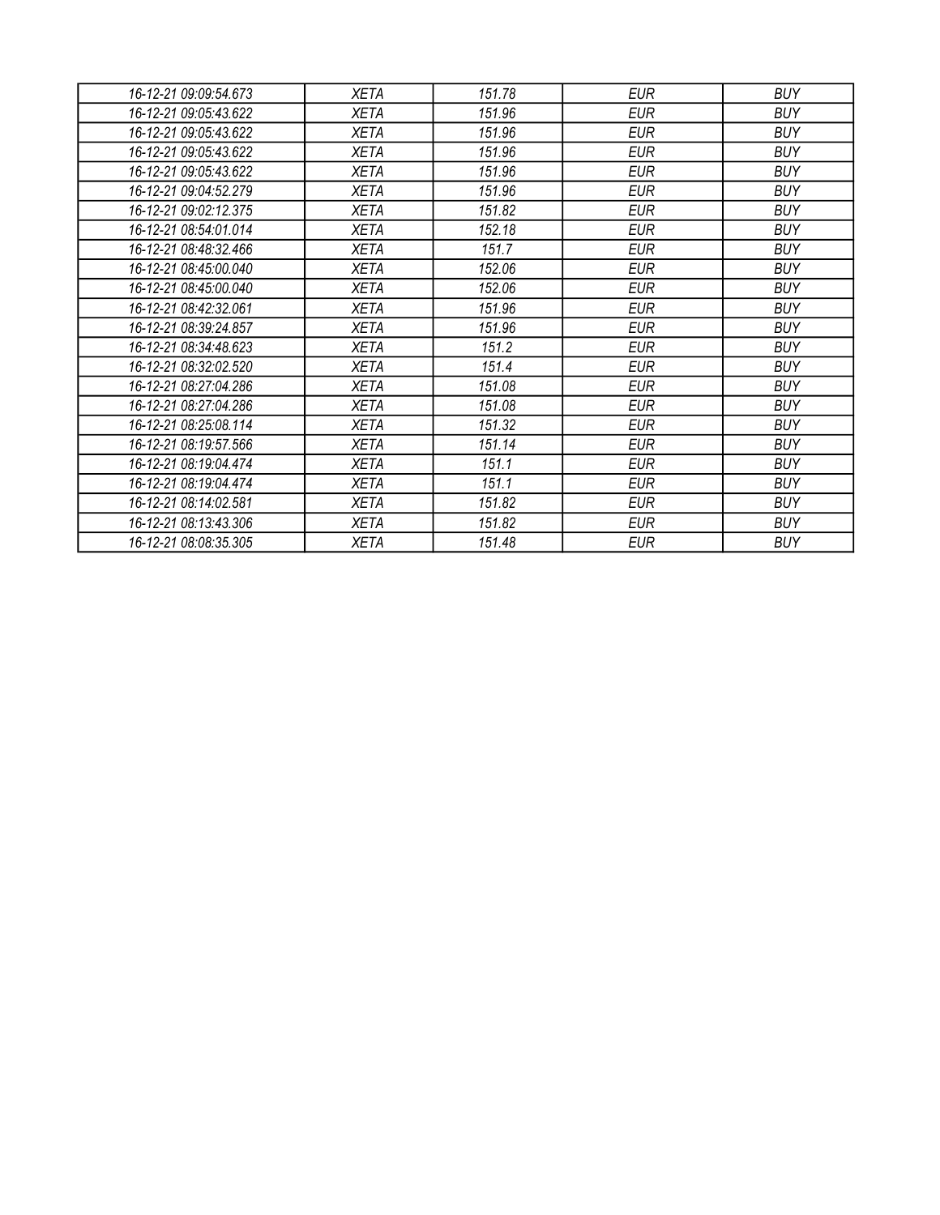| | | | | |
|---|---|---|---|---|
| *16-12-21 09:09:54.673* | *XETA* | *151.78* | *EUR* | *BUY* |
| *16-12-21 09:05:43.622* | *XETA* | *151.96* | *EUR* | *BUY* |
| *16-12-21 09:05:43.622* | *XETA* | *151.96* | *EUR* | *BUY* |
| *16-12-21 09:05:43.622* | *XETA* | *151.96* | *EUR* | *BUY* |
| *16-12-21 09:05:43.622* | *XETA* | *151.96* | *EUR* | *BUY* |
| *16-12-21 09:04:52.279* | *XETA* | *151.96* | *EUR* | *BUY* |
| *16-12-21 09:02:12.375* | *XETA* | *151.82* | *EUR* | *BUY* |
| *16-12-21 08:54:01.014* | *XETA* | *152.18* | *EUR* | *BUY* |
| *16-12-21 08:48:32.466* | *XETA* | *151.7* | *EUR* | *BUY* |
| *16-12-21 08:45:00.040* | *XETA* | *152.06* | *EUR* | *BUY* |
| *16-12-21 08:45:00.040* | *XETA* | *152.06* | *EUR* | *BUY* |
| *16-12-21 08:42:32.061* | *XETA* | *151.96* | *EUR* | *BUY* |
| *16-12-21 08:39:24.857* | *XETA* | *151.96* | *EUR* | *BUY* |
| *16-12-21 08:34:48.623* | *XETA* | *151.2* | *EUR* | *BUY* |
| *16-12-21 08:32:02.520* | *XETA* | *151.4* | *EUR* | *BUY* |
| *16-12-21 08:27:04.286* | *XETA* | *151.08* | *EUR* | *BUY* |
| *16-12-21 08:27:04.286* | *XETA* | *151.08* | *EUR* | *BUY* |
| *16-12-21 08:25:08.114* | *XETA* | *151.32* | *EUR* | *BUY* |
| *16-12-21 08:19:57.566* | *XETA* | *151.14* | *EUR* | *BUY* |
| *16-12-21 08:19:04.474* | *XETA* | *151.1* | *EUR* | *BUY* |
| *16-12-21 08:19:04.474* | *XETA* | *151.1* | *EUR* | *BUY* |
| *16-12-21 08:14:02.581* | *XETA* | *151.82* | *EUR* | *BUY* |
| *16-12-21 08:13:43.306* | *XETA* | *151.82* | *EUR* | *BUY* |
| *16-12-21 08:08:35.305* | *XETA* | *151.48* | *EUR* | *BUY* |